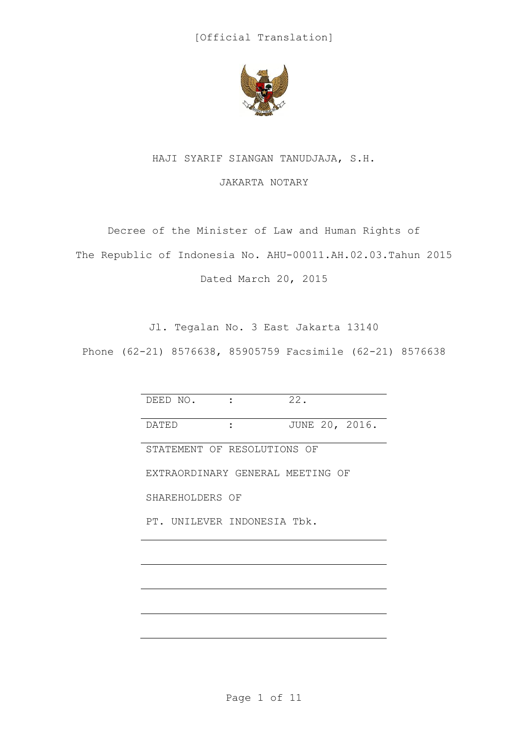[Official Translation]

HAJI SYARIF SIANGAN TANUDJAJA, S.H.

JAKARTA NOTARY

Decree of the Minister of Law and Human Rights of

The Republic of Indonesia No. AHU-00011.AH.02.03.Tahun 2015

Dated March 20, 2015

Jl. Tegalan No. 3 East Jakarta 13140

Phone (62-21) 8576638, 85905759 Facsimile (62-21) 8576638

| DEED NO. | : | 22. |
|---|---|---|
| DATED | : | JUNE 20, 2016. |

STATEMENT OF RESOLUTIONS OF

EXTRAORDINARY GENERAL MEETING OF

SHAREHOLDERS OF

PT. UNILEVER INDONESIA Tbk.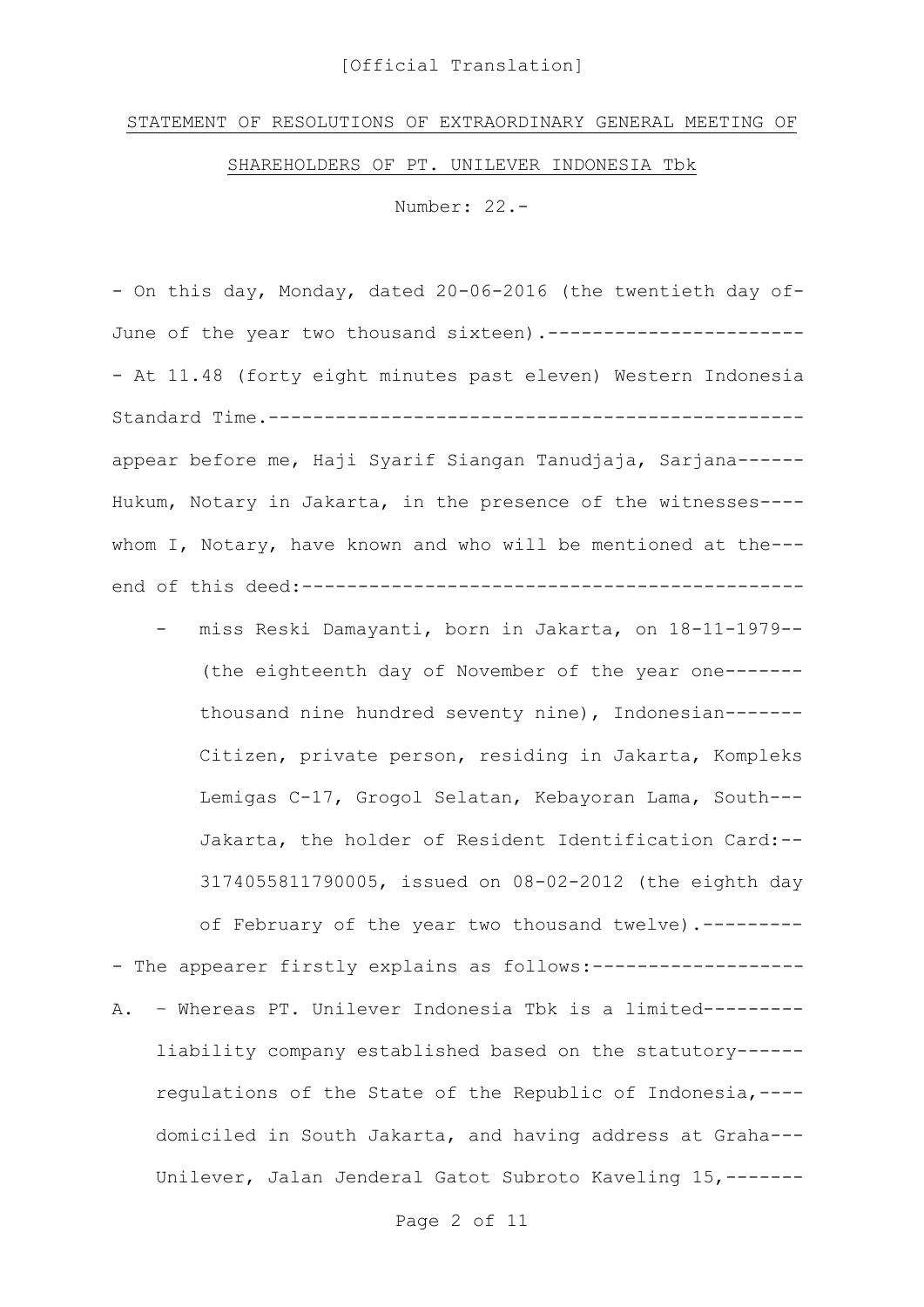[Official Translation]

STATEMENT OF RESOLUTIONS OF EXTRAORDINARY GENERAL MEETING OF SHAREHOLDERS OF PT. UNILEVER INDONESIA Tbk

Number: 22.-

- On this day, Monday, dated 20-06-2016 (the twentieth day of-June of the year two thousand sixteen).-----------------------
- At 11.48 (forty eight minutes past eleven) Western Indonesia Standard Time.-----------------------------------------------

appear before me, Haji Syarif Siangan Tanudjaja, Sarjana------Hukum, Notary in Jakarta, in the presence of the witnesses----whom I, Notary, have known and who will be mentioned at the---end of this deed:---------------------------------------------

- miss Reski Damayanti, born in Jakarta, on 18-11-1979--(the eighteenth day of November of the year one-------thousand nine hundred seventy nine), Indonesian-------Citizen, private person, residing in Jakarta, Kompleks Lemigas C-17, Grogol Selatan, Kebayoran Lama, South---Jakarta, the holder of Resident Identification Card:--3174055811790005, issued on 08-02-2012 (the eighth day of February of the year two thousand twelve).---------

- The appearer firstly explains as follows:-------------------

A. – Whereas PT. Unilever Indonesia Tbk is a limited---------liability company established based on the statutory------regulations of the State of the Republic of Indonesia,----domiciled in South Jakarta, and having address at Graha---Unilever, Jalan Jenderal Gatot Subroto Kaveling 15,-------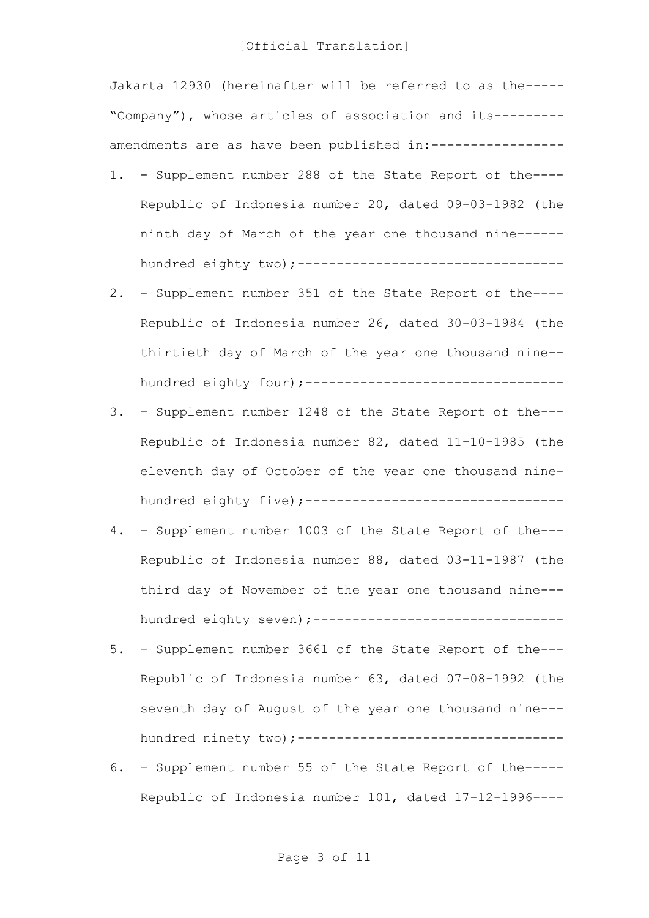[Official Translation]

Jakarta 12930 (hereinafter will be referred to as the----- "Company"), whose articles of association and its--------- amendments are as have been published in:-----------------

1. - Supplement number 288 of the State Report of the---- Republic of Indonesia number 20, dated 09-03-1982 (the ninth day of March of the year one thousand nine------ hundred eighty two);---------------------------------
2. - Supplement number 351 of the State Report of the---- Republic of Indonesia number 26, dated 30-03-1984 (the thirtieth day of March of the year one thousand nine-- hundred eighty four);--------------------------------
3. – Supplement number 1248 of the State Report of the--- Republic of Indonesia number 82, dated 11-10-1985 (the eleventh day of October of the year one thousand nine- hundred eighty five);--------------------------------
4. – Supplement number 1003 of the State Report of the--- Republic of Indonesia number 88, dated 03-11-1987 (the third day of November of the year one thousand nine--- hundred eighty seven);-------------------------------
5. – Supplement number 3661 of the State Report of the--- Republic of Indonesia number 63, dated 07-08-1992 (the seventh day of August of the year one thousand nine--- hundred ninety two);---------------------------------
6. – Supplement number 55 of the State Report of the----- Republic of Indonesia number 101, dated 17-12-1996----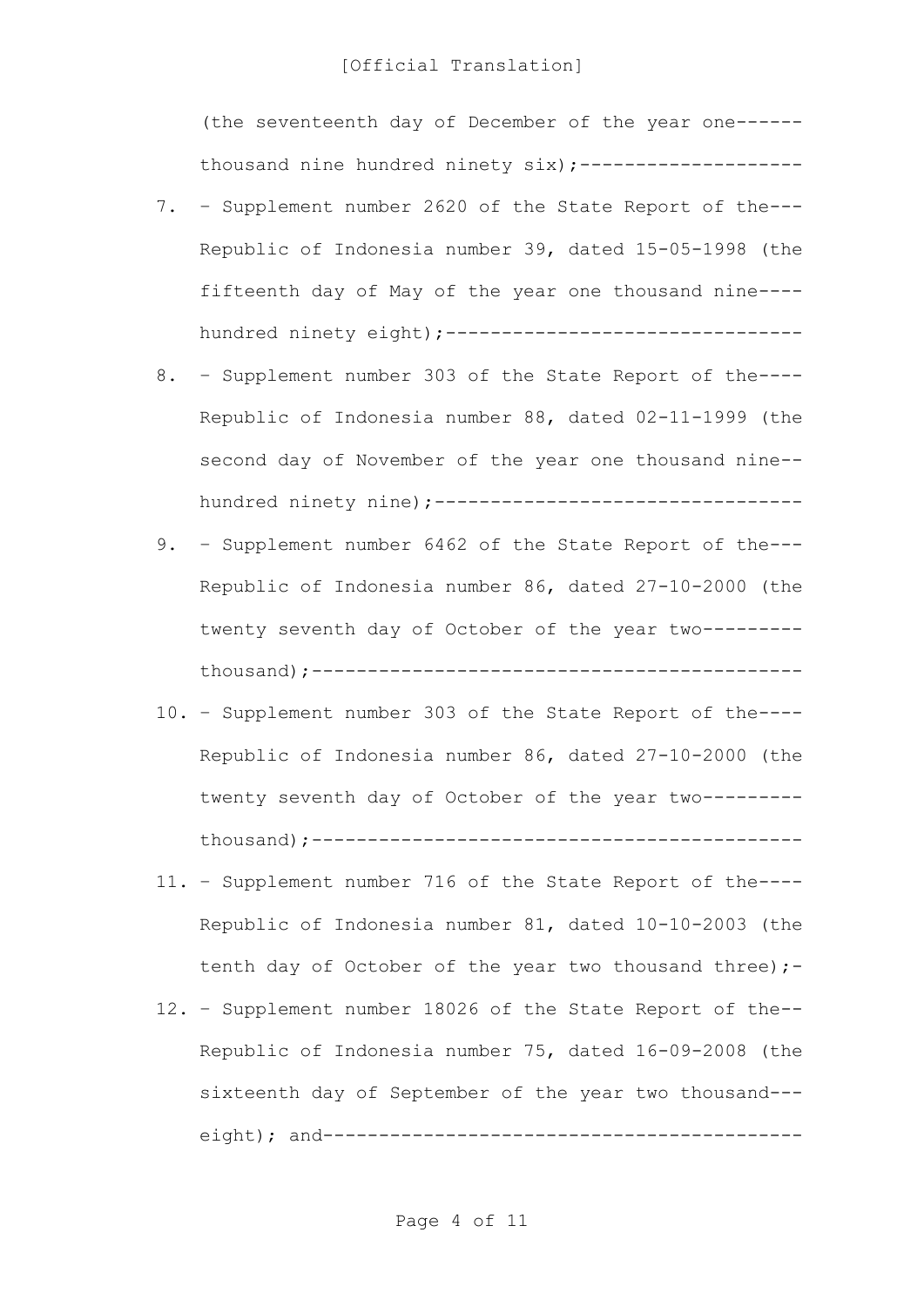(the seventeenth day of December of the year one------ thousand nine hundred ninety six);--------------------

7. – Supplement number 2620 of the State Report of the--- Republic of Indonesia number 39, dated 15-05-1998 (the fifteenth day of May of the year one thousand nine---- hundred ninety eight);--------------------------------
8. – Supplement number 303 of the State Report of the---- Republic of Indonesia number 88, dated 02-11-1999 (the second day of November of the year one thousand nine-- hundred ninety nine);---------------------------------
9. – Supplement number 6462 of the State Report of the--- Republic of Indonesia number 86, dated 27-10-2000 (the twenty seventh day of October of the year two--------- thousand);-------------------------------------------
10. – Supplement number 303 of the State Report of the---- Republic of Indonesia number 86, dated 27-10-2000 (the twenty seventh day of October of the year two--------- thousand);-------------------------------------------
11. – Supplement number 716 of the State Report of the---- Republic of Indonesia number 81, dated 10-10-2003 (the tenth day of October of the year two thousand three);-
12. – Supplement number 18026 of the State Report of the-- Republic of Indonesia number 75, dated 16-09-2008 (the sixteenth day of September of the year two thousand--- eight); and-------------------------------------------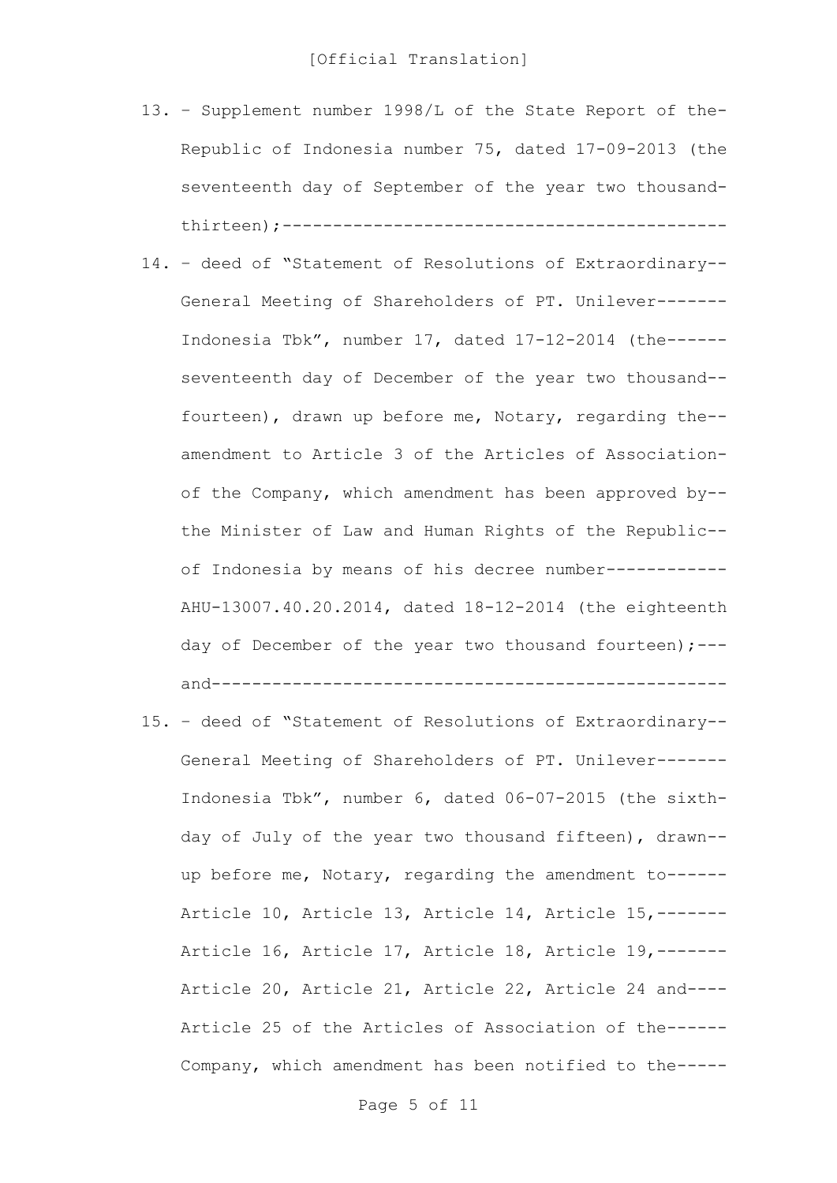[Official Translation]

13. – Supplement number 1998/L of the State Report of the-Republic of Indonesia number 75, dated 17-09-2013 (the seventeenth day of September of the year two thousand-thirteen);-------------------------------------------

14. – deed of "Statement of Resolutions of Extraordinary--General Meeting of Shareholders of PT. Unilever-------Indonesia Tbk", number 17, dated 17-12-2014 (the------seventeenth day of December of the year two thousand--fourteen), drawn up before me, Notary, regarding the--amendment to Article 3 of the Articles of Association-of the Company, which amendment has been approved by--the Minister of Law and Human Rights of the Republic--of Indonesia by means of his decree number------------AHU-13007.40.20.2014, dated 18-12-2014 (the eighteenth day of December of the year two thousand fourteen);---and-----------------------------------------------

15. – deed of "Statement of Resolutions of Extraordinary--General Meeting of Shareholders of PT. Unilever-------Indonesia Tbk", number 6, dated 06-07-2015 (the sixth-day of July of the year two thousand fifteen), drawn--up before me, Notary, regarding the amendment to------Article 10, Article 13, Article 14, Article 15,-------Article 16, Article 17, Article 18, Article 19,-------Article 20, Article 21, Article 22, Article 24 and----Article 25 of the Articles of Association of the------Company, which amendment has been notified to the-----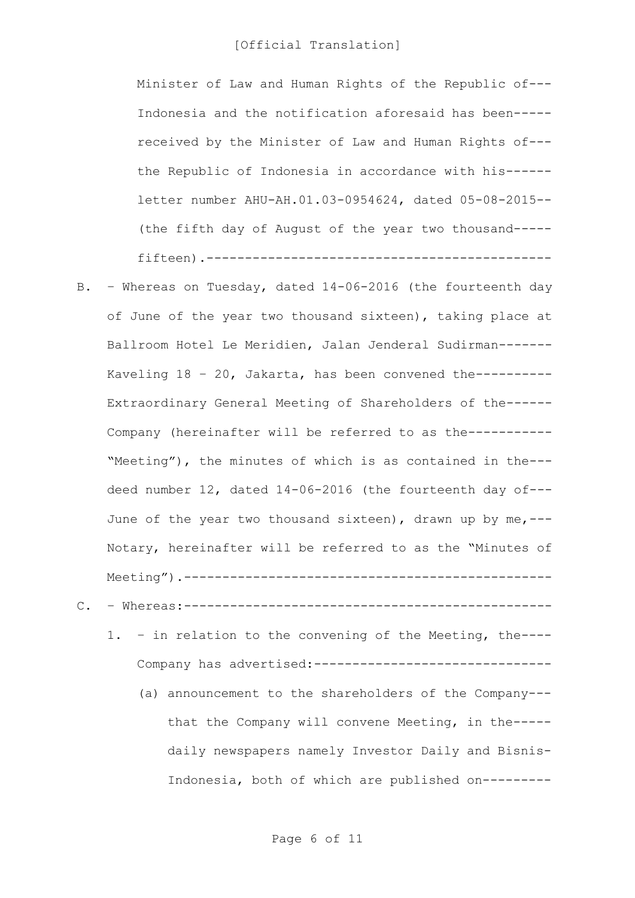[Official Translation]

Minister of Law and Human Rights of the Republic of--- Indonesia and the notification aforesaid has been----- received by the Minister of Law and Human Rights of--- the Republic of Indonesia in accordance with his------ letter number AHU-AH.01.03-0954624, dated 05-08-2015-- (the fifth day of August of the year two thousand----- fifteen).---------------------------------------------

B. – Whereas on Tuesday, dated 14-06-2016 (the fourteenth day of June of the year two thousand sixteen), taking place at Ballroom Hotel Le Meridien, Jalan Jenderal Sudirman------- Kaveling 18 – 20, Jakarta, has been convened the---------- Extraordinary General Meeting of Shareholders of the------ Company (hereinafter will be referred to as the----------- "Meeting"), the minutes of which is as contained in the--- deed number 12, dated 14-06-2016 (the fourteenth day of--- June of the year two thousand sixteen), drawn up by me,--- Notary, hereinafter will be referred to as the "Minutes of Meeting").-----------------------------------------------

C. – Whereas:-----------------------------------------------

1. – in relation to the convening of the Meeting, the---- Company has advertised:-------------------------------

   (a) announcement to the shareholders of the Company--- that the Company will convene Meeting, in the----- daily newspapers namely Investor Daily and Bisnis- Indonesia, both of which are published on---------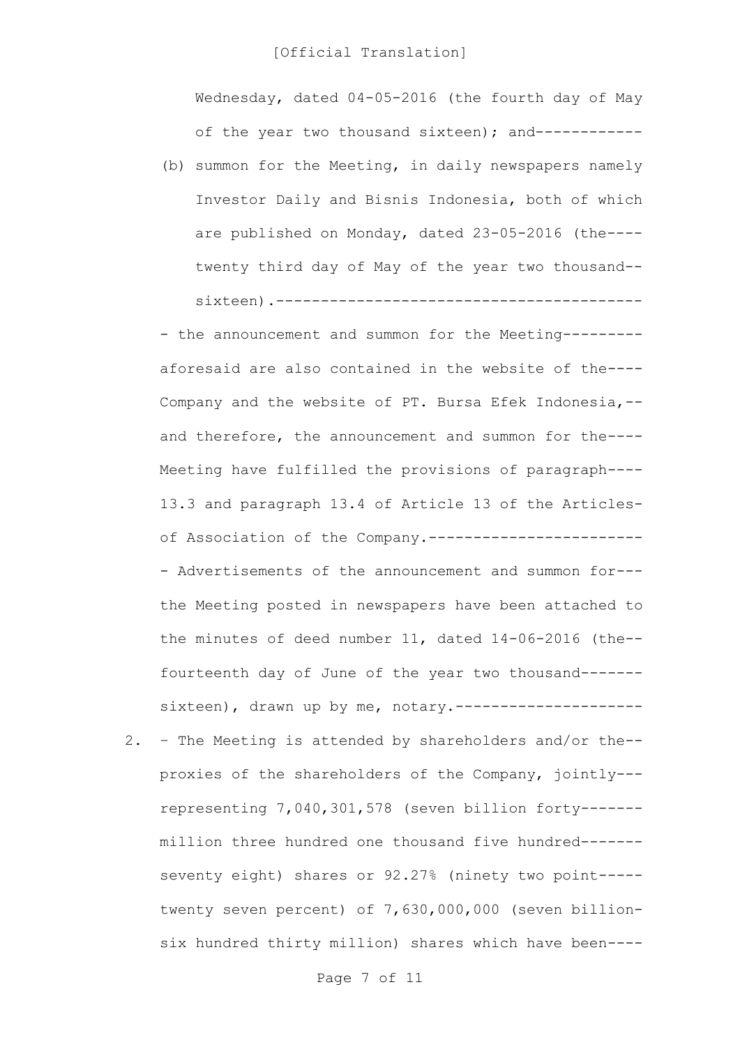Wednesday, dated 04-05-2016 (the fourth day of May of the year two thousand sixteen); and------------

(b) summon for the Meeting, in daily newspapers namely Investor Daily and Bisnis Indonesia, both of which are published on Monday, dated 23-05-2016 (the---- twenty third day of May of the year two thousand-- sixteen).----------------------------------------

- the announcement and summon for the Meeting--------- aforesaid are also contained in the website of the---- Company and the website of PT. Bursa Efek Indonesia,-- and therefore, the announcement and summon for the---- Meeting have fulfilled the provisions of paragraph---- 13.3 and paragraph 13.4 of Article 13 of the Articles- of Association of the Company.------------------------
- Advertisements of the announcement and summon for--- the Meeting posted in newspapers have been attached to the minutes of deed number 11, dated 14-06-2016 (the-- fourteenth day of June of the year two thousand------- sixteen), drawn up by me, notary.---------------------

2. – The Meeting is attended by shareholders and/or the-- proxies of the shareholders of the Company, jointly--- representing 7,040,301,578 (seven billion forty------- million three hundred one thousand five hundred------- seventy eight) shares or 92.27% (ninety two point----- twenty seven percent) of 7,630,000,000 (seven billion- six hundred thirty million) shares which have been----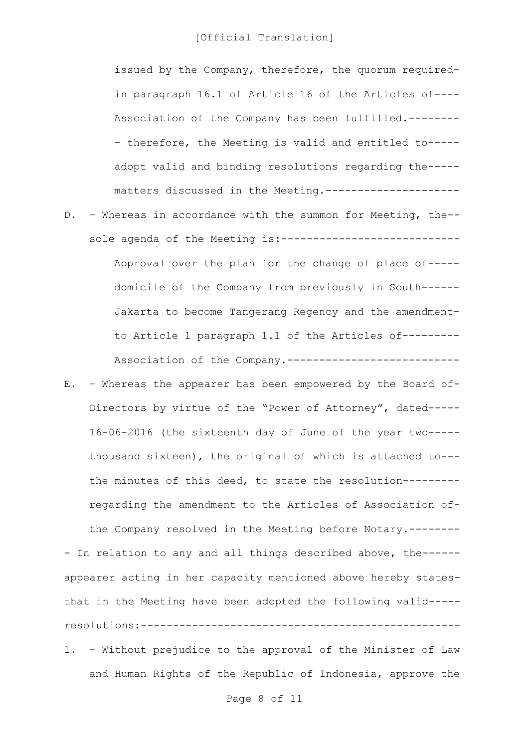issued by the Company, therefore, the quorum required in paragraph 16.1 of Article 16 of the Articles of Association of the Company has been fulfilled.

- therefore, the Meeting is valid and entitled to adopt valid and binding resolutions regarding the matters discussed in the Meeting.

D. – Whereas in accordance with the summon for Meeting, the sole agenda of the Meeting is:

   Approval over the plan for the change of place of domicile of the Company from previously in South Jakarta to become Tangerang Regency and the amendment to Article 1 paragraph 1.1 of the Articles of Association of the Company.

E. – Whereas the appearer has been empowered by the Board of Directors by virtue of the "Power of Attorney", dated 16-06-2016 (the sixteenth day of June of the year two thousand sixteen), the original of which is attached to the minutes of this deed, to state the resolution regarding the amendment to the Articles of Association of the Company resolved in the Meeting before Notary.

- In relation to any and all things described above, the appearer acting in her capacity mentioned above hereby states that in the Meeting have been adopted the following valid resolutions:

1. – Without prejudice to the approval of the Minister of Law and Human Rights of the Republic of Indonesia, approve the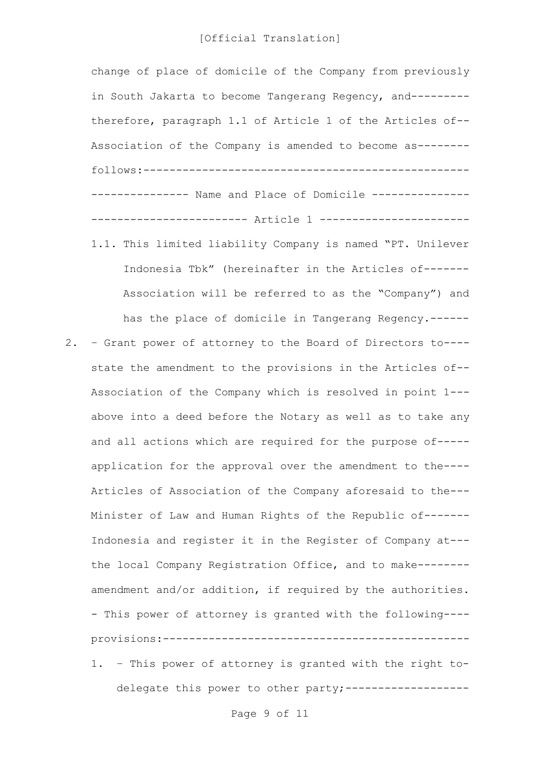change of place of domicile of the Company from previously in South Jakarta to become Tangerang Regency, and-------- therefore, paragraph 1.1 of Article 1 of the Articles of-- Association of the Company is amended to become as-------- follows:--------------------------------------------------

--------------- Name and Place of Domicile ---------------

------------------------ Article 1 -----------------------

1.1. This limited liability Company is named "PT. Unilever Indonesia Tbk" (hereinafter in the Articles of------- Association will be referred to as the "Company") and has the place of domicile in Tangerang Regency.------

2. – Grant power of attorney to the Board of Directors to---- state the amendment to the provisions in the Articles of-- Association of the Company which is resolved in point 1--- above into a deed before the Notary as well as to take any and all actions which are required for the purpose of----- application for the approval over the amendment to the---- Articles of Association of the Company aforesaid to the--- Minister of Law and Human Rights of the Republic of------- Indonesia and register it in the Register of Company at--- the local Company Registration Office, and to make-------- amendment and/or addition, if required by the authorities.

   - This power of attorney is granted with the following---- provisions:----------------------------------------------

   1. – This power of attorney is granted with the right to- delegate this power to other party;-------------------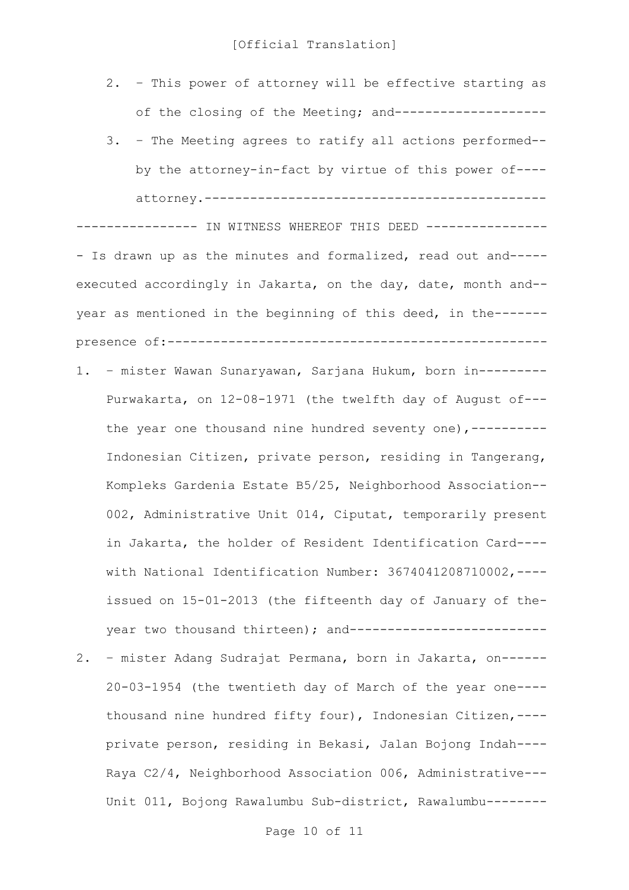[Official Translation]

2. – This power of attorney will be effective starting as of the closing of the Meeting; and--------------------

3. – The Meeting agrees to ratify all actions performed--by the attorney-in-fact by virtue of this power of----attorney.---------------------------------------------

---------------- IN WITNESS WHEREOF THIS DEED ----------------

- Is drawn up as the minutes and formalized, read out and-----executed accordingly in Jakarta, on the day, date, month and--year as mentioned in the beginning of this deed, in the-------presence of:-------------------------------------------------

1. – mister Wawan Sunaryawan, Sarjana Hukum, born in---------Purwakarta, on 12-08-1971 (the twelfth day of August of---the year one thousand nine hundred seventy one),----------Indonesian Citizen, private person, residing in Tangerang, Kompleks Gardenia Estate B5/25, Neighborhood Association--002, Administrative Unit 014, Ciputat, temporarily present in Jakarta, the holder of Resident Identification Card----with National Identification Number: 3674041208710002,----issued on 15-01-2013 (the fifteenth day of January of the-year two thousand thirteen); and--------------------------

2. – mister Adang Sudrajat Permana, born in Jakarta, on------20-03-1954 (the twentieth day of March of the year one----thousand nine hundred fifty four), Indonesian Citizen,----private person, residing in Bekasi, Jalan Bojong Indah----Raya C2/4, Neighborhood Association 006, Administrative---Unit 011, Bojong Rawalumbu Sub-district, Rawalumbu--------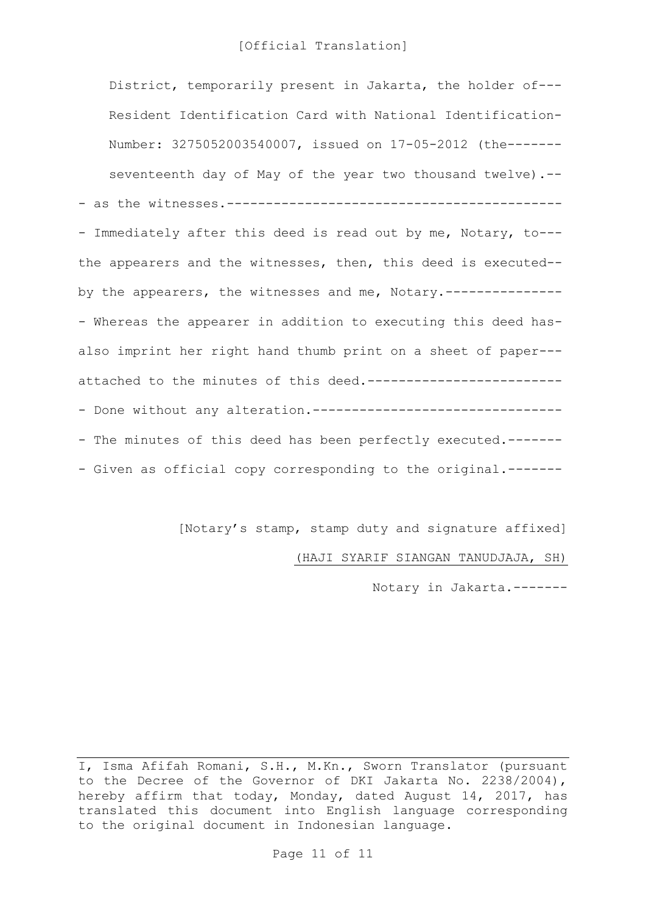[Official Translation]

District, temporarily present in Jakarta, the holder of---
Resident Identification Card with National Identification-
Number: 3275052003540007, issued on 17-05-2012 (the-------
seventeenth day of May of the year two thousand twelve).--

- as the witnesses.------------------------------------------

- Immediately after this deed is read out by me, Notary, to---
the appearers and the witnesses, then, this deed is executed--
by the appearers, the witnesses and me, Notary.---------------

- Whereas the appearer in addition to executing this deed has-
also imprint her right hand thumb print on a sheet of paper---
attached to the minutes of this deed.-------------------------

- Done without any alteration.--------------------------------

- The minutes of this deed has been perfectly executed.-------

- Given as official copy corresponding to the original.-------

[Notary's stamp, stamp duty and signature affixed]

(HAJI SYARIF SIANGAN TANUDJAJA, SH)

Notary in Jakarta.-------

---

I, Isma Afifah Romani, S.H., M.Kn., Sworn Translator (pursuant to the Decree of the Governor of DKI Jakarta No. 2238/2004), hereby affirm that today, Monday, dated August 14, 2017, has translated this document into English language corresponding to the original document in Indonesian language.